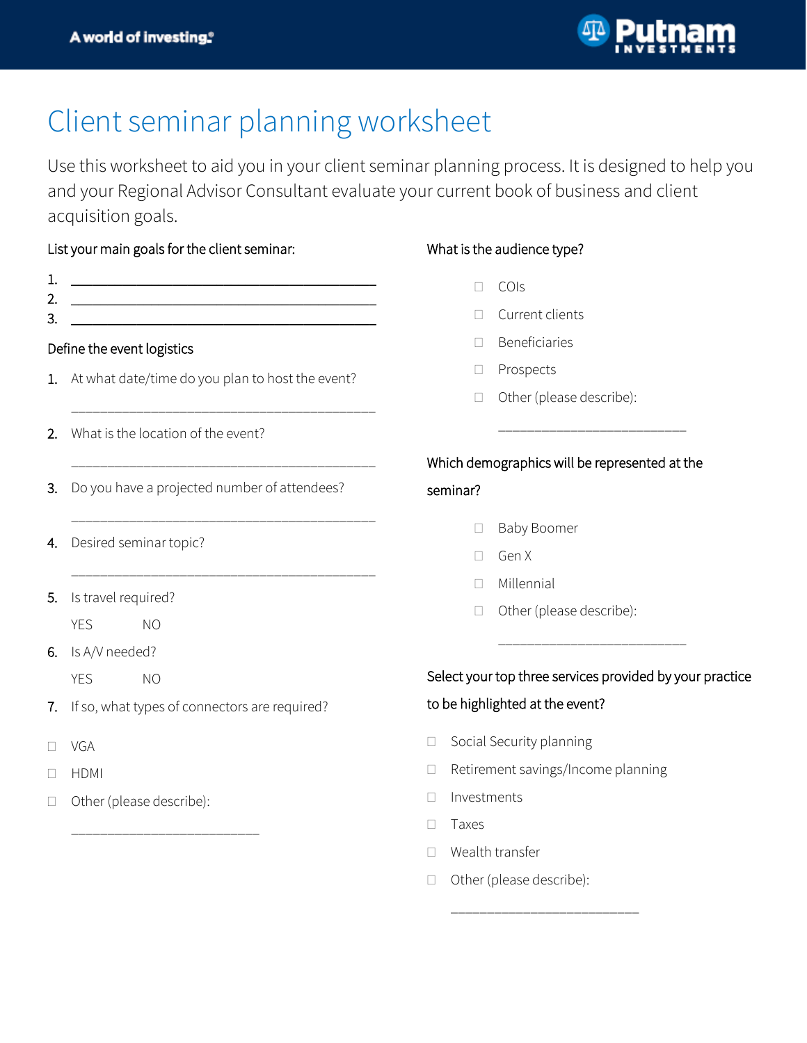# Client seminar planning worksheet

Use this worksheet to aid you in your client seminar planning process. It is designed to help you and your Regional Advisor Consultant evaluate your current book of business and client acquisition goals.

## List your main goals for the client seminar:

1. ___________________________________________
2. ___________________________________________
3. ___________________________________________

## Define the event logistics

1. At what date/time do you plan to host the event?

   ___________________________________________

2. What is the location of the event?

   ___________________________________________

3. Do you have a projected number of attendees?

   ___________________________________________

4. Desired seminar topic?

   ___________________________________________

5. Is travel required?

   YES NO

6. Is A/V needed?

   YES NO

7. If so, what types of connectors are required?

- ☐ VGA
- ☐ HDMI
- ☐ Other (please describe):

  ___________________________

## What is the audience type?

- ☐ COIs
- ☐ Current clients
- ☐ Beneficiaries
- ☐ Prospects
- ☐ Other (please describe):

  ___________________________

## Which demographics will be represented at the seminar?

- ☐ Baby Boomer
- ☐ Gen X
- ☐ Millennial
- ☐ Other (please describe):

  ___________________________

## Select your top three services provided by your practice to be highlighted at the event?

- ☐ Social Security planning
- ☐ Retirement savings/Income planning
- ☐ Investments
- ☐ Taxes
- ☐ Wealth transfer
- ☐ Other (please describe):

  ___________________________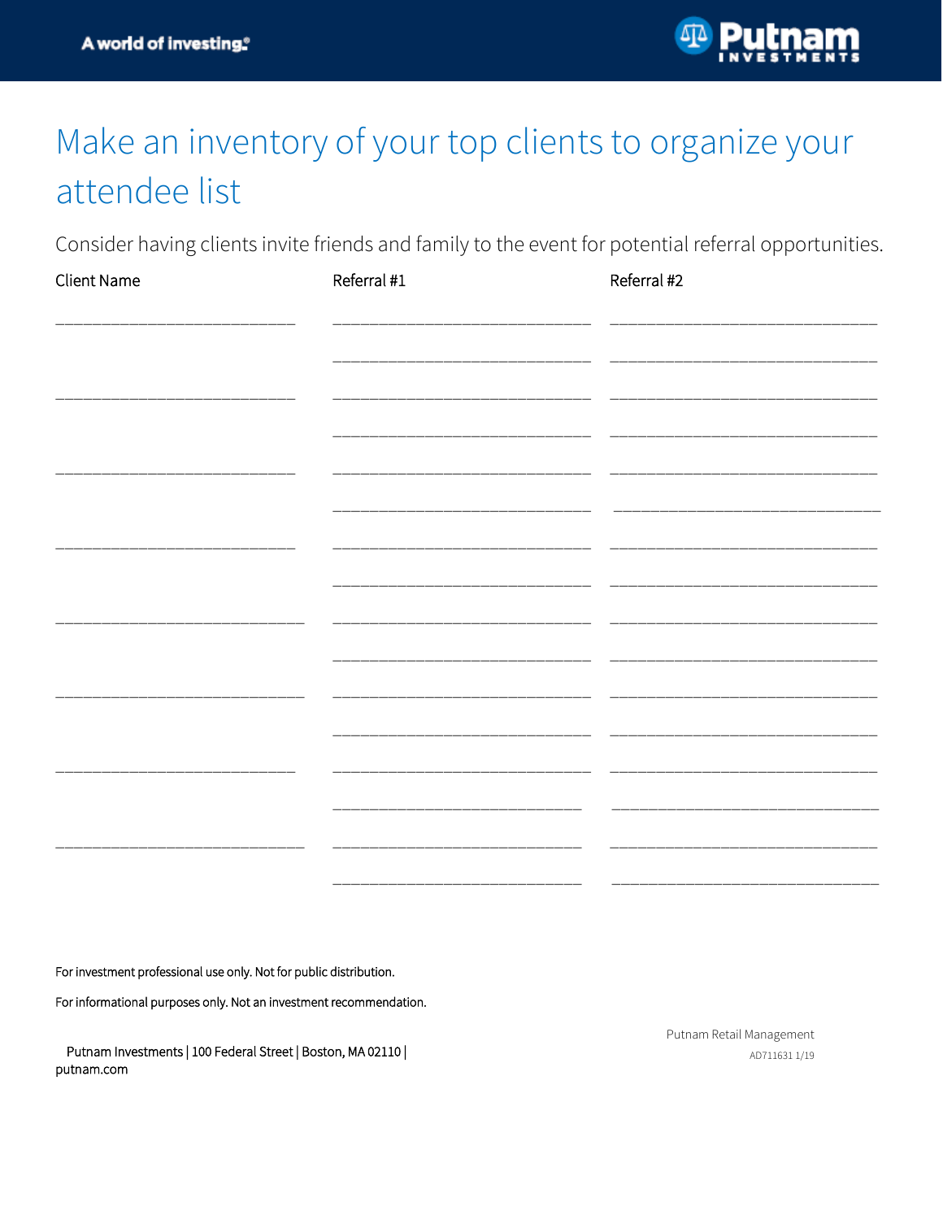# Make an inventory of your top clients to organize your attendee list

Consider having clients invite friends and family to the event for potential referral opportunities.

| Client Name | Referral #1 | Referral #2 |
| --- | --- | --- |
| ______________________________ | ________________________________ | ________________________________ |
| | ________________________________ | ________________________________ |
| ______________________________ | ________________________________ | ________________________________ |
| | ________________________________ | ________________________________ |
| ______________________________ | ________________________________ | ________________________________ |
| | ________________________________ | ________________________________ |
| ______________________________ | ________________________________ | ________________________________ |
| | ________________________________ | ________________________________ |
| ______________________________ | ________________________________ | ________________________________ |
| | ________________________________ | ________________________________ |
| ______________________________ | ________________________________ | ________________________________ |
| | ________________________________ | ________________________________ |
| ______________________________ | ________________________________ | ________________________________ |
| | ________________________________ | ________________________________ |
| ______________________________ | ________________________________ | ________________________________ |
| | ________________________________ | ________________________________ |

For investment professional use only. Not for public distribution.

For informational purposes only. Not an investment recommendation.

Putnam Investments | 100 Federal Street | Boston, MA 02110 | putnam.com

Putnam Retail Management

AD711631 1/19